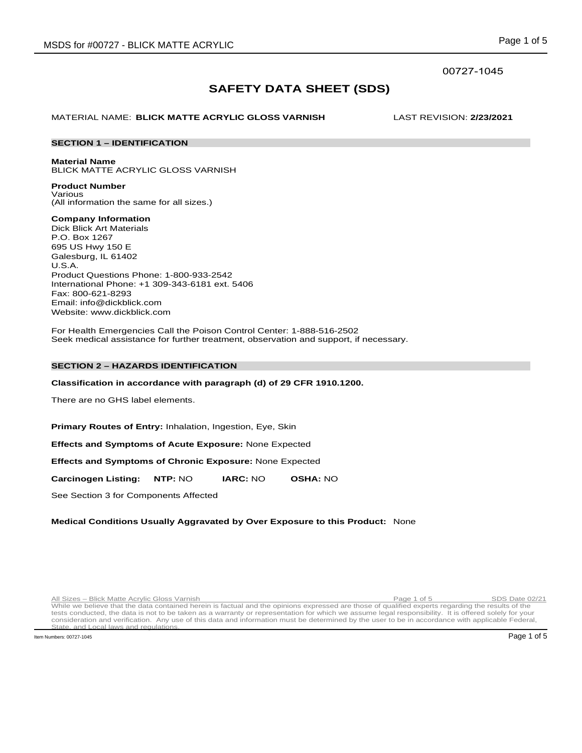00727-1045

# SAFETY DATA SHEET (SDS)

MATERIAL NAME: **BLICK MATTE ACRYLIC GLOSS VARNISH** LAST REVISION: **2/23/2021**

## SECTION 1 – IDENTIFICATION

**Material Name**
BLICK MATTE ACRYLIC GLOSS VARNISH

**Product Number**
Various
(All information the same for all sizes.)

**Company Information**
Dick Blick Art Materials
P.O. Box 1267
695 US Hwy 150 E
Galesburg, IL 61402
U.S.A.
Product Questions Phone: 1-800-933-2542
International Phone: +1 309-343-6181 ext. 5406
Fax: 800-621-8293
Email: info@dickblick.com
Website: www.dickblick.com

For Health Emergencies Call the Poison Control Center: 1-888-516-2502
Seek medical assistance for further treatment, observation and support, if necessary.

## SECTION 2 – HAZARDS IDENTIFICATION

**Classification in accordance with paragraph (d) of 29 CFR 1910.1200.**

There are no GHS label elements.

**Primary Routes of Entry:** Inhalation, Ingestion, Eye, Skin

**Effects and Symptoms of Acute Exposure:** None Expected

**Effects and Symptoms of Chronic Exposure:** None Expected

**Carcinogen Listing:** **NTP:** NO **IARC:** NO **OSHA:** NO

See Section 3 for Components Affected

**Medical Conditions Usually Aggravated by Over Exposure to this Product:** None

All Sizes – Blick Matte Acrylic Gloss Varnish SDS Date 02/21

While we believe that the data contained herein is factual and the opinions expressed are those of qualified experts regarding the results of the tests conducted, the data is not to be taken as a warranty or representation for which we assume legal responsibility. It is offered solely for your consideration and verification. Any use of this data and information must be determined by the user to be in accordance with applicable Federal, State, and Local laws and regulations.

Item Numbers: 00727-1045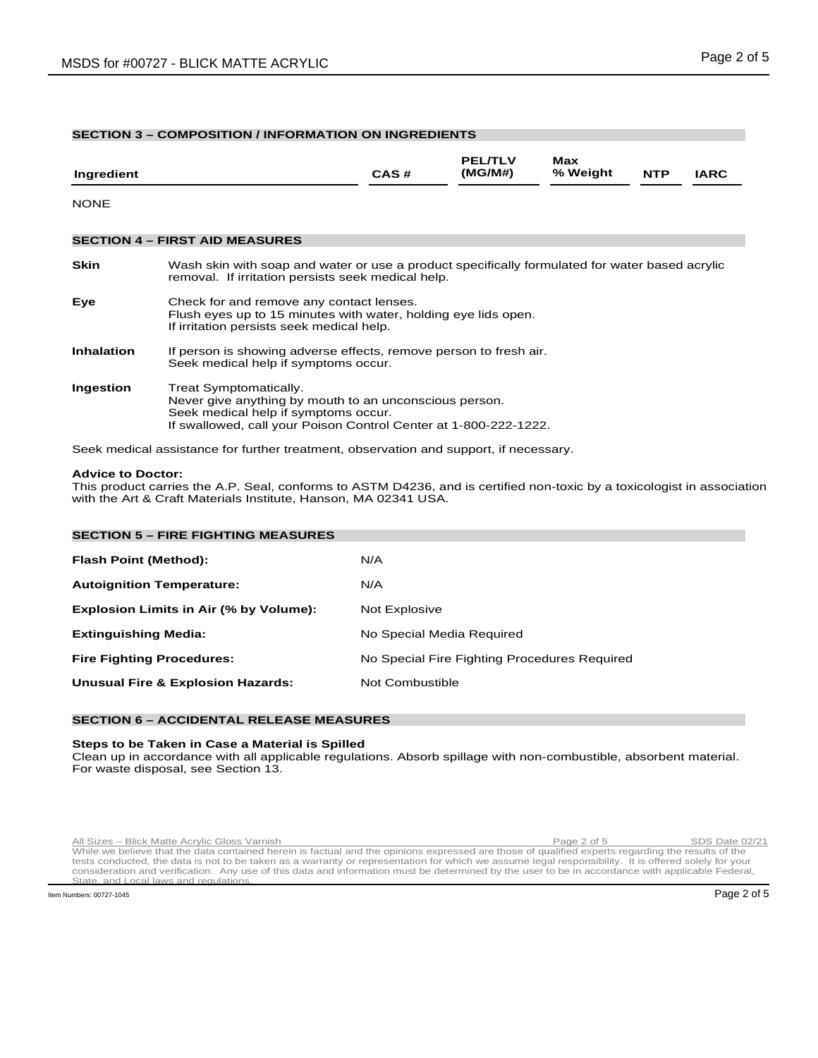## SECTION 3 – COMPOSITION / INFORMATION ON INGREDIENTS

| Ingredient | CAS # | PEL/TLV (MG/M#) | Max % Weight | NTP | IARC |
|---|---|---|---|---|---|

NONE

## SECTION 4 – FIRST AID MEASURES

**Skin** Wash skin with soap and water or use a product specifically formulated for water based acrylic removal. If irritation persists seek medical help.

**Eye** Check for and remove any contact lenses.
Flush eyes up to 15 minutes with water, holding eye lids open.
If irritation persists seek medical help.

**Inhalation** If person is showing adverse effects, remove person to fresh air.
Seek medical help if symptoms occur.

**Ingestion** Treat Symptomatically.
Never give anything by mouth to an unconscious person.
Seek medical help if symptoms occur.
If swallowed, call your Poison Control Center at 1-800-222-1222.

Seek medical assistance for further treatment, observation and support, if necessary.

**Advice to Doctor:**
This product carries the A.P. Seal, conforms to ASTM D4236, and is certified non-toxic by a toxicologist in association with the Art & Craft Materials Institute, Hanson, MA 02341 USA.

## SECTION 5 – FIRE FIGHTING MEASURES

| | |
|---|---|
| **Flash Point (Method):** | N/A |
| **Autoignition Temperature:** | N/A |
| **Explosion Limits in Air (% by Volume):** | Not Explosive |
| **Extinguishing Media:** | No Special Media Required |
| **Fire Fighting Procedures:** | No Special Fire Fighting Procedures Required |
| **Unusual Fire & Explosion Hazards:** | Not Combustible |

## SECTION 6 – ACCIDENTAL RELEASE MEASURES

**Steps to be Taken in Case a Material is Spilled**
Clean up in accordance with all applicable regulations. Absorb spillage with non-combustible, absorbent material. For waste disposal, see Section 13.

All Sizes – Blick Matte Acrylic Gloss Varnish SDS Date 02/21
While we believe that the data contained herein is factual and the opinions expressed are those of qualified experts regarding the results of the tests conducted, the data is not to be taken as a warranty or representation for which we assume legal responsibility. It is offered solely for your consideration and verification. Any use of this data and information must be determined by the user to be in accordance with applicable Federal, State, and Local laws and regulations.

Item Numbers: 00727-1045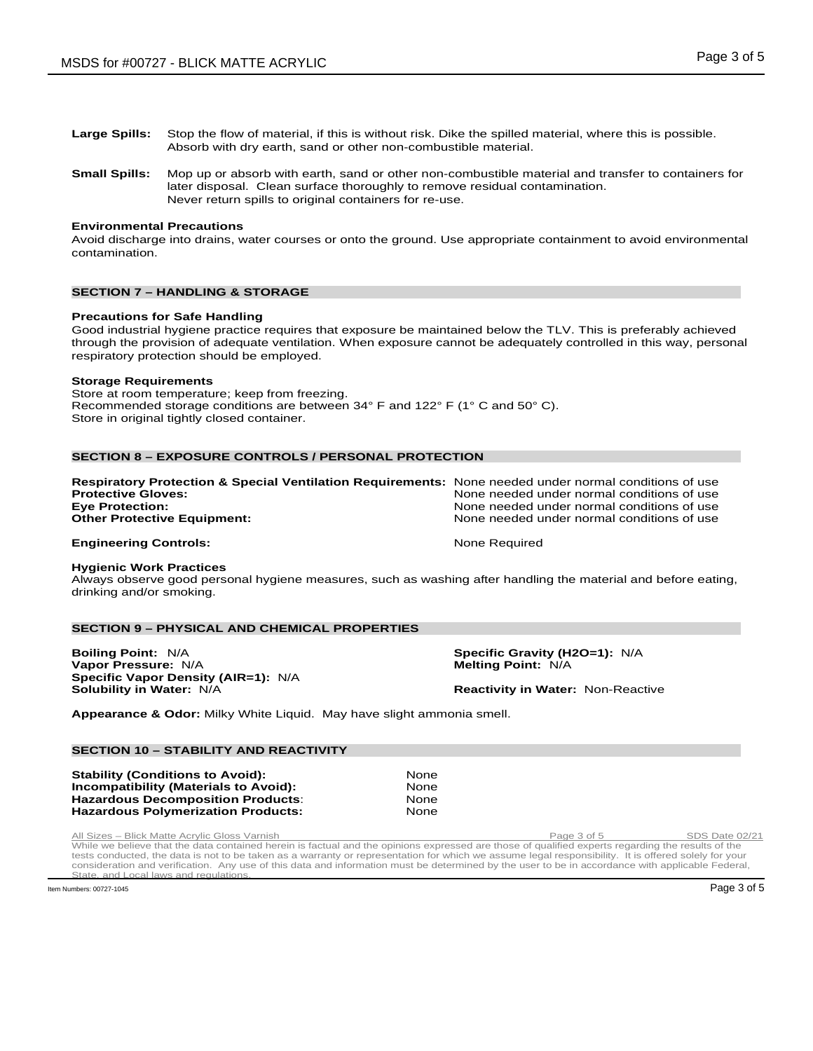**Large Spills:** Stop the flow of material, if this is without risk. Dike the spilled material, where this is possible. Absorb with dry earth, sand or other non-combustible material.

**Small Spills:** Mop up or absorb with earth, sand or other non-combustible material and transfer to containers for later disposal. Clean surface thoroughly to remove residual contamination. Never return spills to original containers for re-use.

**Environmental Precautions**
Avoid discharge into drains, water courses or onto the ground. Use appropriate containment to avoid environmental contamination.

## SECTION 7 – HANDLING & STORAGE

**Precautions for Safe Handling**
Good industrial hygiene practice requires that exposure be maintained below the TLV. This is preferably achieved through the provision of adequate ventilation. When exposure cannot be adequately controlled in this way, personal respiratory protection should be employed.

**Storage Requirements**
Store at room temperature; keep from freezing.
Recommended storage conditions are between 34° F and 122° F (1° C and 50° C).
Store in original tightly closed container.

## SECTION 8 – EXPOSURE CONTROLS / PERSONAL PROTECTION

**Respiratory Protection & Special Ventilation Requirements:** None needed under normal conditions of use
**Protective Gloves:** None needed under normal conditions of use
**Eye Protection:** None needed under normal conditions of use
**Other Protective Equipment:** None needed under normal conditions of use

**Engineering Controls:** None Required

**Hygienic Work Practices**
Always observe good personal hygiene measures, such as washing after handling the material and before eating, drinking and/or smoking.

## SECTION 9 – PHYSICAL AND CHEMICAL PROPERTIES

**Boiling Point:** N/A
**Vapor Pressure:** N/A
**Specific Vapor Density (AIR=1):** N/A
**Solubility in Water:** N/A
**Specific Gravity (H2O=1):** N/A
**Melting Point:** N/A
**Reactivity in Water:** Non-Reactive

**Appearance & Odor:** Milky White Liquid. May have slight ammonia smell.

## SECTION 10 – STABILITY AND REACTIVITY

**Stability (Conditions to Avoid):** None
**Incompatibility (Materials to Avoid):** None
**Hazardous Decomposition Products:** None
**Hazardous Polymerization Products:** None

All Sizes – Blick Matte Acrylic Gloss Varnish — SDS Date 02/21

While we believe that the data contained herein is factual and the opinions expressed are those of qualified experts regarding the results of the tests conducted, the data is not to be taken as a warranty or representation for which we assume legal responsibility. It is offered solely for your consideration and verification. Any use of this data and information must be determined by the user to be in accordance with applicable Federal, State, and Local laws and regulations.

Item Numbers: 00727-1045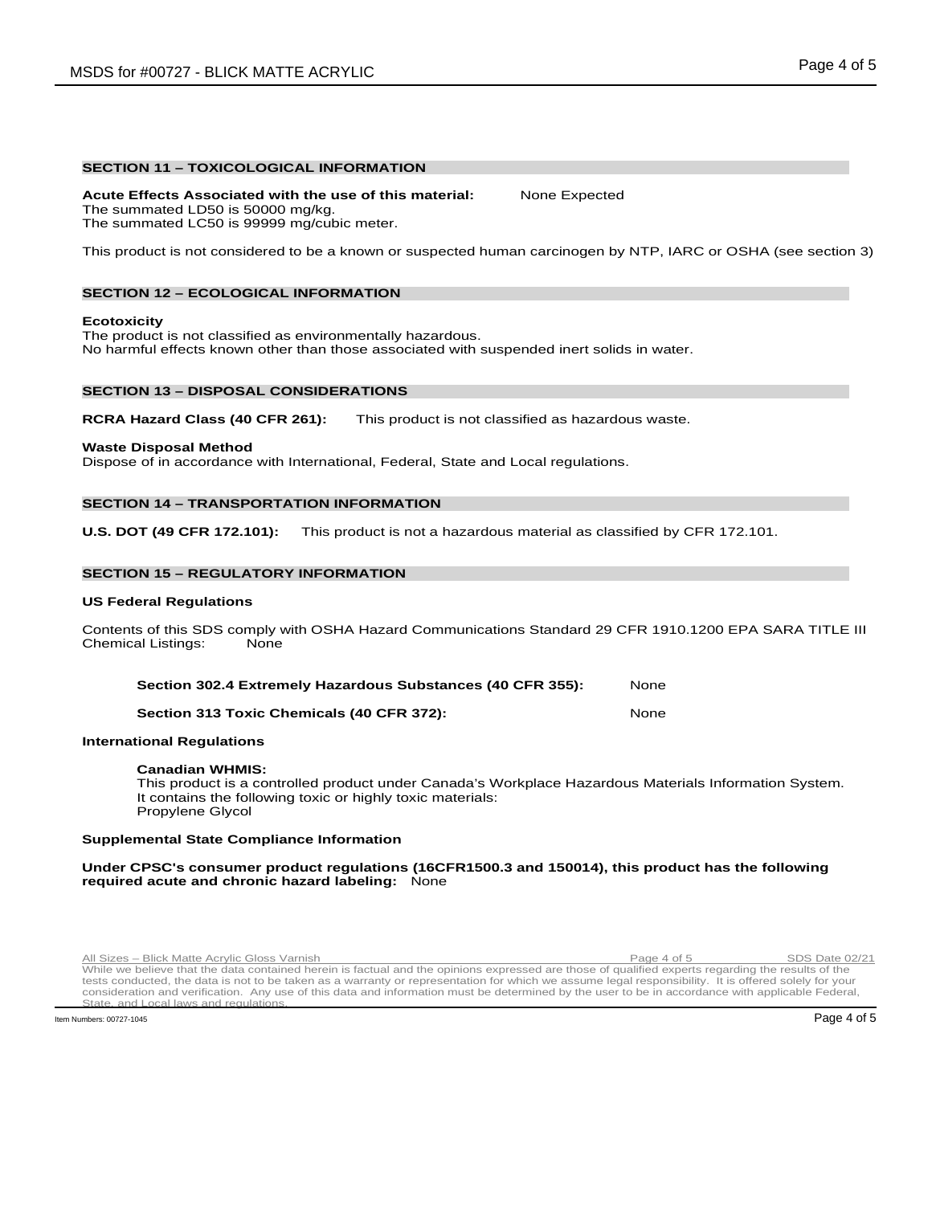## SECTION 11 – TOXICOLOGICAL INFORMATION

**Acute Effects Associated with the use of this material:** None Expected
The summated LD50 is 50000 mg/kg.
The summated LC50 is 99999 mg/cubic meter.

This product is not considered to be a known or suspected human carcinogen by NTP, IARC or OSHA (see section 3)

## SECTION 12 – ECOLOGICAL INFORMATION

**Ecotoxicity**
The product is not classified as environmentally hazardous.
No harmful effects known other than those associated with suspended inert solids in water.

## SECTION 13 – DISPOSAL CONSIDERATIONS

**RCRA Hazard Class (40 CFR 261):** This product is not classified as hazardous waste.

**Waste Disposal Method**
Dispose of in accordance with International, Federal, State and Local regulations.

## SECTION 14 – TRANSPORTATION INFORMATION

**U.S. DOT (49 CFR 172.101):** This product is not a hazardous material as classified by CFR 172.101.

## SECTION 15 – REGULATORY INFORMATION

**US Federal Regulations**

Contents of this SDS comply with OSHA Hazard Communications Standard 29 CFR 1910.1200 EPA SARA TITLE III Chemical Listings: None

**Section 302.4 Extremely Hazardous Substances (40 CFR 355):** None

**Section 313 Toxic Chemicals (40 CFR 372):** None

**International Regulations**

**Canadian WHMIS:**
This product is a controlled product under Canada's Workplace Hazardous Materials Information System.
It contains the following toxic or highly toxic materials:
Propylene Glycol

**Supplemental State Compliance Information**

**Under CPSC's consumer product regulations (16CFR1500.3 and 150014), this product has the following required acute and chronic hazard labeling:** None

All Sizes – Blick Matte Acrylic Gloss Varnish SDS Date 02/21
While we believe that the data contained herein is factual and the opinions expressed are those of qualified experts regarding the results of the tests conducted, the data is not to be taken as a warranty or representation for which we assume legal responsibility. It is offered solely for your consideration and verification. Any use of this data and information must be determined by the user to be in accordance with applicable Federal, State, and Local laws and regulations.

Item Numbers: 00727-1045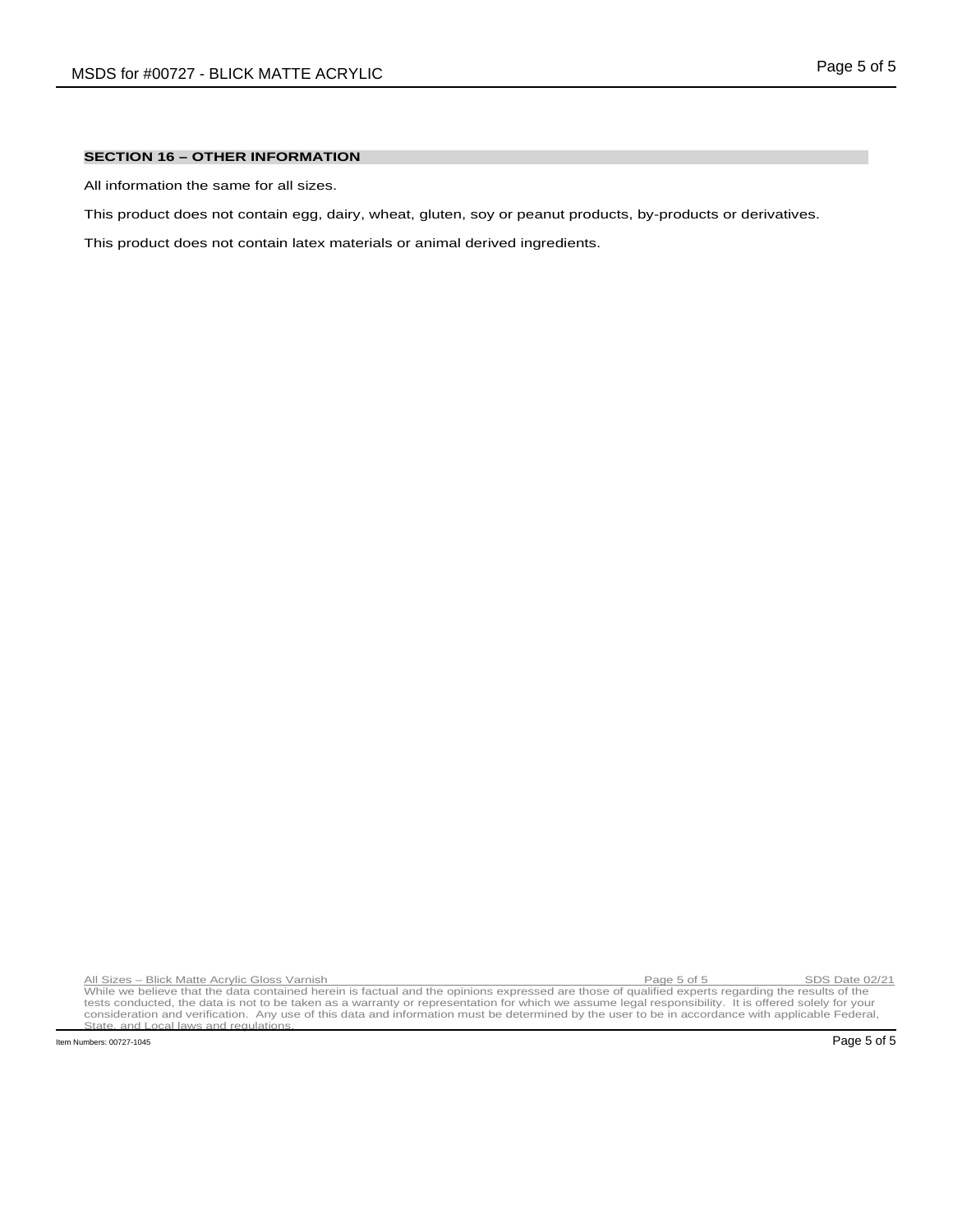## SECTION 16 – OTHER INFORMATION

All information the same for all sizes.

This product does not contain egg, dairy, wheat, gluten, soy or peanut products, by-products or derivatives.

This product does not contain latex materials or animal derived ingredients.

While we believe that the data contained herein is factual and the opinions expressed are those of qualified experts regarding the results of the tests conducted, the data is not to be taken as a warranty or representation for which we assume legal responsibility. It is offered solely for your consideration and verification. Any use of this data and information must be determined by the user to be in accordance with applicable Federal, State, and Local laws and regulations.